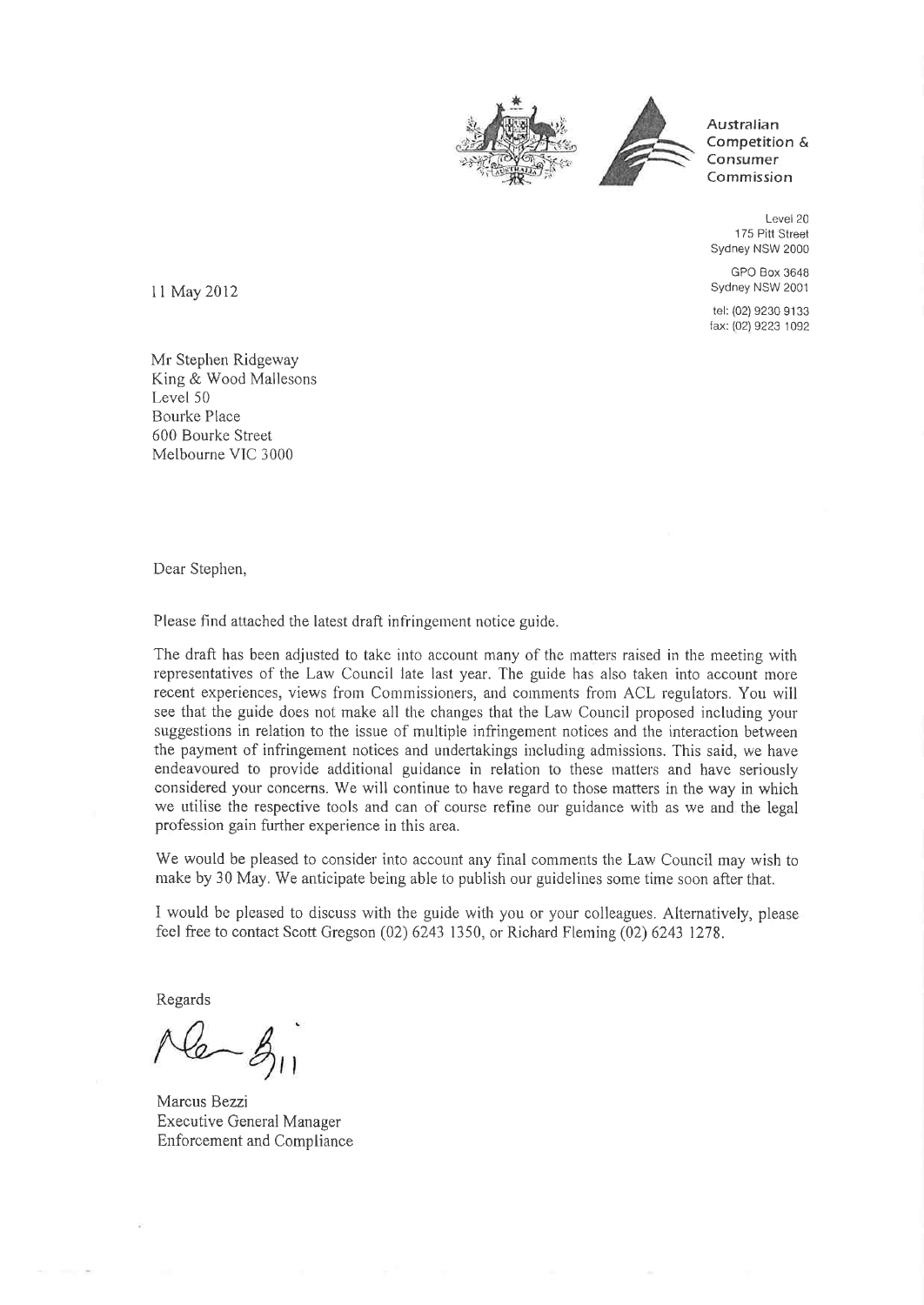Australian Competition & Consumer Commission

Level 20
175 Pitt Street
Sydney NSW 2000

GPO Box 3648
Sydney NSW 2001

tel: (02) 9230 9133
fax: (02) 9223 1092

11 May 2012

Mr Stephen Ridgeway
King & Wood Mallesons
Level 50
Bourke Place
600 Bourke Street
Melbourne VIC 3000

Dear Stephen,

Please find attached the latest draft infringement notice guide.

The draft has been adjusted to take into account many of the matters raised in the meeting with representatives of the Law Council late last year. The guide has also taken into account more recent experiences, views from Commissioners, and comments from ACL regulators. You will see that the guide does not make all the changes that the Law Council proposed including your suggestions in relation to the issue of multiple infringement notices and the interaction between the payment of infringement notices and undertakings including admissions. This said, we have endeavoured to provide additional guidance in relation to these matters and have seriously considered your concerns. We will continue to have regard to those matters in the way in which we utilise the respective tools and can of course refine our guidance with as we and the legal profession gain further experience in this area.

We would be pleased to consider into account any final comments the Law Council may wish to make by 30 May. We anticipate being able to publish our guidelines some time soon after that.

I would be pleased to discuss with the guide with you or your colleagues. Alternatively, please feel free to contact Scott Gregson (02) 6243 1350, or Richard Fleming (02) 6243 1278.

Regards

Marcus Bezzi
Executive General Manager
Enforcement and Compliance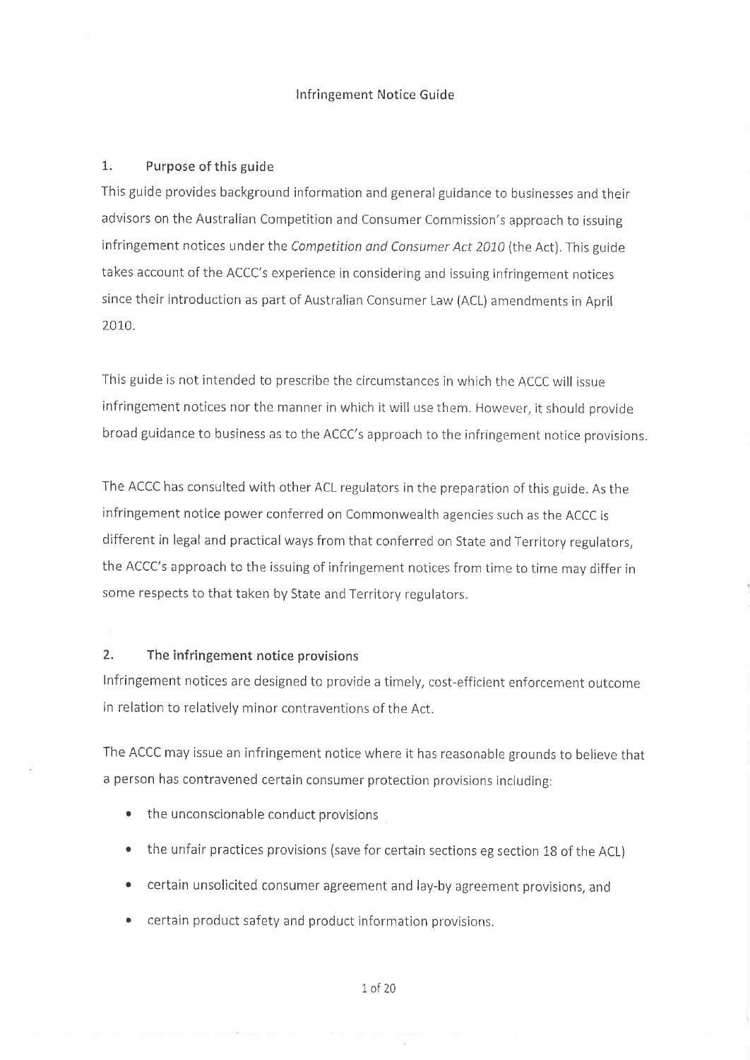# Infringement Notice Guide

## 1. Purpose of this guide

This guide provides background information and general guidance to businesses and their advisors on the Australian Competition and Consumer Commission's approach to issuing infringement notices under the *Competition and Consumer Act 2010* (the Act). This guide takes account of the ACCC's experience in considering and issuing infringement notices since their introduction as part of Australian Consumer Law (ACL) amendments in April 2010.

This guide is not intended to prescribe the circumstances in which the ACCC will issue infringement notices nor the manner in which it will use them. However, it should provide broad guidance to business as to the ACCC's approach to the infringement notice provisions.

The ACCC has consulted with other ACL regulators in the preparation of this guide. As the infringement notice power conferred on Commonwealth agencies such as the ACCC is different in legal and practical ways from that conferred on State and Territory regulators, the ACCC's approach to the issuing of infringement notices from time to time may differ in some respects to that taken by State and Territory regulators.

## 2. The infringement notice provisions

Infringement notices are designed to provide a timely, cost-efficient enforcement outcome in relation to relatively minor contraventions of the Act.

The ACCC may issue an infringement notice where it has reasonable grounds to believe that a person has contravened certain consumer protection provisions including:

- the unconscionable conduct provisions
- the unfair practices provisions (save for certain sections eg section 18 of the ACL)
- certain unsolicited consumer agreement and lay-by agreement provisions, and
- certain product safety and product information provisions.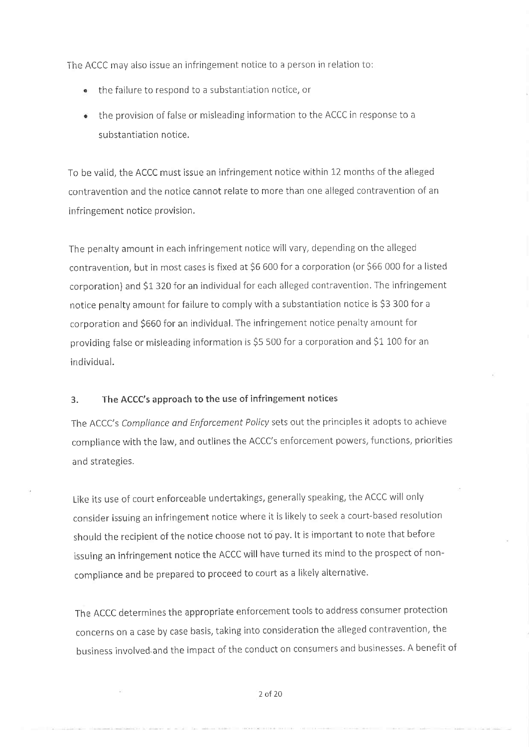The ACCC may also issue an infringement notice to a person in relation to:

- the failure to respond to a substantiation notice, or
- the provision of false or misleading information to the ACCC in response to a substantiation notice.

To be valid, the ACCC must issue an infringement notice within 12 months of the alleged contravention and the notice cannot relate to more than one alleged contravention of an infringement notice provision.

The penalty amount in each infringement notice will vary, depending on the alleged contravention, but in most cases is fixed at $6 600 for a corporation (or $66 000 for a listed corporation) and $1 320 for an individual for each alleged contravention. The infringement notice penalty amount for failure to comply with a substantiation notice is $3 300 for a corporation and $660 for an individual. The infringement notice penalty amount for providing false or misleading information is $5 500 for a corporation and $1 100 for an individual.

## 3. The ACCC's approach to the use of infringement notices

The ACCC's *Compliance and Enforcement Policy* sets out the principles it adopts to achieve compliance with the law, and outlines the ACCC's enforcement powers, functions, priorities and strategies.

Like its use of court enforceable undertakings, generally speaking, the ACCC will only consider issuing an infringement notice where it is likely to seek a court-based resolution should the recipient of the notice choose not to pay. It is important to note that before issuing an infringement notice the ACCC will have turned its mind to the prospect of non-compliance and be prepared to proceed to court as a likely alternative.

The ACCC determines the appropriate enforcement tools to address consumer protection concerns on a case by case basis, taking into consideration the alleged contravention, the business involved and the impact of the conduct on consumers and businesses. A benefit of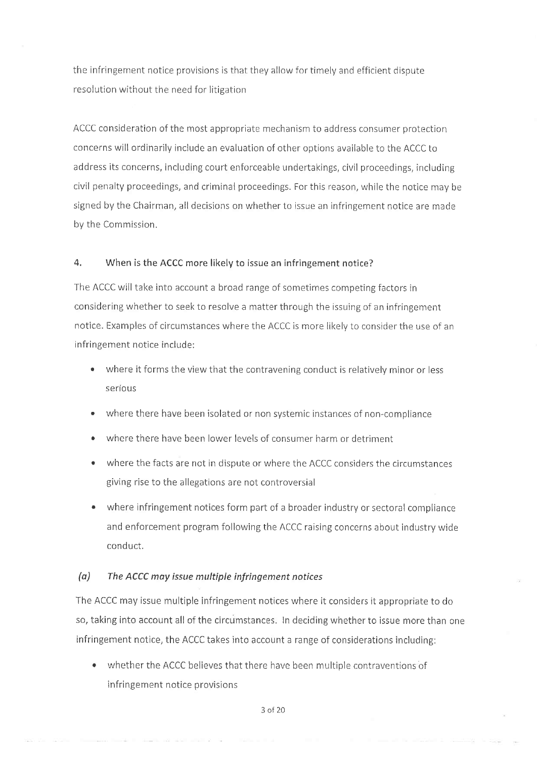the infringement notice provisions is that they allow for timely and efficient dispute resolution without the need for litigation

ACCC consideration of the most appropriate mechanism to address consumer protection concerns will ordinarily include an evaluation of other options available to the ACCC to address its concerns, including court enforceable undertakings, civil proceedings, including civil penalty proceedings, and criminal proceedings. For this reason, while the notice may be signed by the Chairman, all decisions on whether to issue an infringement notice are made by the Commission.

## 4. When is the ACCC more likely to issue an infringement notice?

The ACCC will take into account a broad range of sometimes competing factors in considering whether to seek to resolve a matter through the issuing of an infringement notice. Examples of circumstances where the ACCC is more likely to consider the use of an infringement notice include:

- where it forms the view that the contravening conduct is relatively minor or less serious
- where there have been isolated or non systemic instances of non-compliance
- where there have been lower levels of consumer harm or detriment
- where the facts are not in dispute or where the ACCC considers the circumstances giving rise to the allegations are not controversial
- where infringement notices form part of a broader industry or sectoral compliance and enforcement program following the ACCC raising concerns about industry wide conduct.

### *(a) The ACCC may issue multiple infringement notices*

The ACCC may issue multiple infringement notices where it considers it appropriate to do so, taking into account all of the circumstances. In deciding whether to issue more than one infringement notice, the ACCC takes into account a range of considerations including:

- whether the ACCC believes that there have been multiple contraventions of infringement notice provisions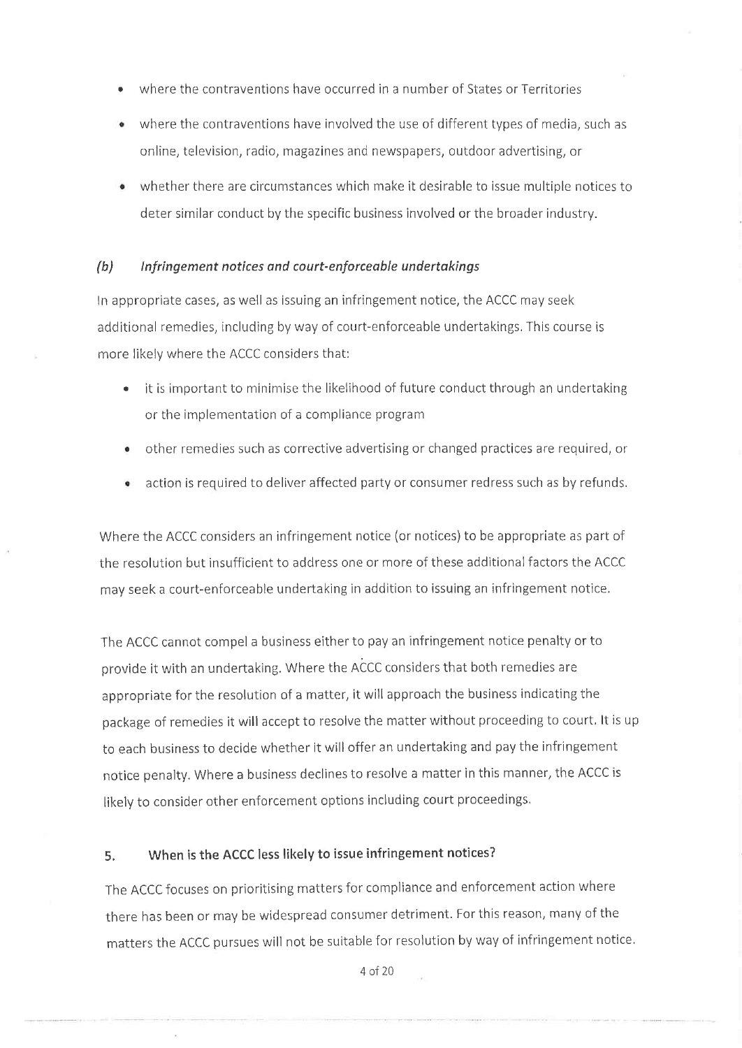- where the contraventions have occurred in a number of States or Territories
- where the contraventions have involved the use of different types of media, such as online, television, radio, magazines and newspapers, outdoor advertising, or
- whether there are circumstances which make it desirable to issue multiple notices to deter similar conduct by the specific business involved or the broader industry.

### *(b) Infringement notices and court-enforceable undertakings*

In appropriate cases, as well as issuing an infringement notice, the ACCC may seek additional remedies, including by way of court-enforceable undertakings. This course is more likely where the ACCC considers that:

- it is important to minimise the likelihood of future conduct through an undertaking or the implementation of a compliance program
- other remedies such as corrective advertising or changed practices are required, or
- action is required to deliver affected party or consumer redress such as by refunds.

Where the ACCC considers an infringement notice (or notices) to be appropriate as part of the resolution but insufficient to address one or more of these additional factors the ACCC may seek a court-enforceable undertaking in addition to issuing an infringement notice.

The ACCC cannot compel a business either to pay an infringement notice penalty or to provide it with an undertaking. Where the ACCC considers that both remedies are appropriate for the resolution of a matter, it will approach the business indicating the package of remedies it will accept to resolve the matter without proceeding to court. It is up to each business to decide whether it will offer an undertaking and pay the infringement notice penalty. Where a business declines to resolve a matter in this manner, the ACCC is likely to consider other enforcement options including court proceedings.

## 5. When is the ACCC less likely to issue infringement notices?

The ACCC focuses on prioritising matters for compliance and enforcement action where there has been or may be widespread consumer detriment. For this reason, many of the matters the ACCC pursues will not be suitable for resolution by way of infringement notice.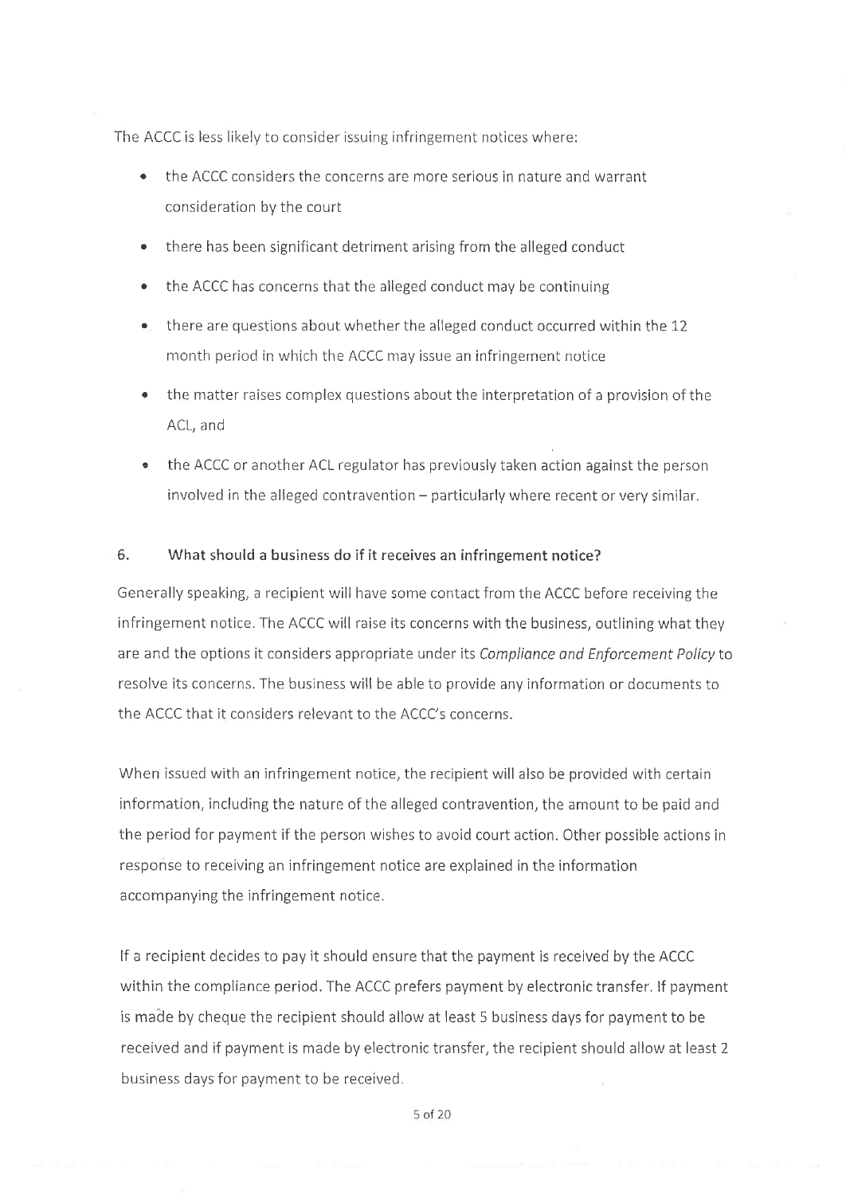The ACCC is less likely to consider issuing infringement notices where:

- the ACCC considers the concerns are more serious in nature and warrant consideration by the court
- there has been significant detriment arising from the alleged conduct
- the ACCC has concerns that the alleged conduct may be continuing
- there are questions about whether the alleged conduct occurred within the 12 month period in which the ACCC may issue an infringement notice
- the matter raises complex questions about the interpretation of a provision of the ACL, and
- the ACCC or another ACL regulator has previously taken action against the person involved in the alleged contravention – particularly where recent or very similar.

## 6. What should a business do if it receives an infringement notice?

Generally speaking, a recipient will have some contact from the ACCC before receiving the infringement notice. The ACCC will raise its concerns with the business, outlining what they are and the options it considers appropriate under its *Compliance and Enforcement Policy* to resolve its concerns. The business will be able to provide any information or documents to the ACCC that it considers relevant to the ACCC's concerns.

When issued with an infringement notice, the recipient will also be provided with certain information, including the nature of the alleged contravention, the amount to be paid and the period for payment if the person wishes to avoid court action. Other possible actions in response to receiving an infringement notice are explained in the information accompanying the infringement notice.

If a recipient decides to pay it should ensure that the payment is received by the ACCC within the compliance period. The ACCC prefers payment by electronic transfer. If payment is made by cheque the recipient should allow at least 5 business days for payment to be received and if payment is made by electronic transfer, the recipient should allow at least 2 business days for payment to be received.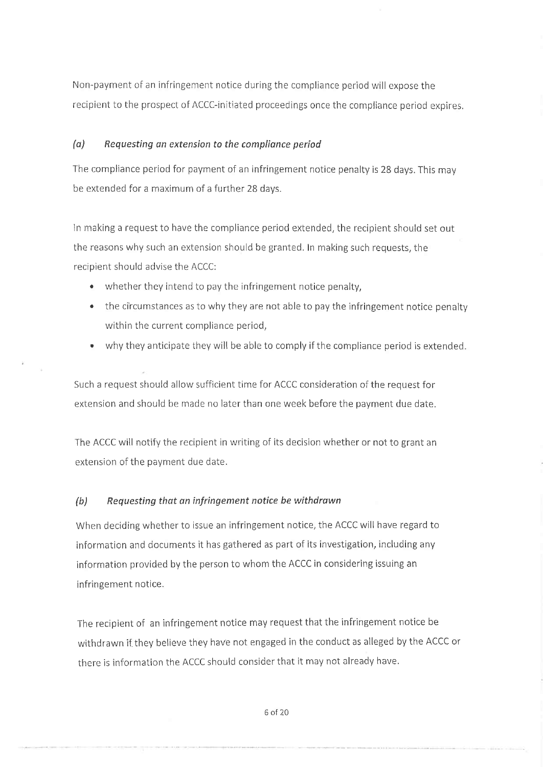Non-payment of an infringement notice during the compliance period will expose the recipient to the prospect of ACCC-initiated proceedings once the compliance period expires.

### *(a) Requesting an extension to the compliance period*

The compliance period for payment of an infringement notice penalty is 28 days. This may be extended for a maximum of a further 28 days.

In making a request to have the compliance period extended, the recipient should set out the reasons why such an extension should be granted. In making such requests, the recipient should advise the ACCC:

- whether they intend to pay the infringement notice penalty,
- the circumstances as to why they are not able to pay the infringement notice penalty within the current compliance period,
- why they anticipate they will be able to comply if the compliance period is extended.

Such a request should allow sufficient time for ACCC consideration of the request for extension and should be made no later than one week before the payment due date.

The ACCC will notify the recipient in writing of its decision whether or not to grant an extension of the payment due date.

### *(b) Requesting that an infringement notice be withdrawn*

When deciding whether to issue an infringement notice, the ACCC will have regard to information and documents it has gathered as part of its investigation, including any information provided by the person to whom the ACCC in considering issuing an infringement notice.

The recipient of an infringement notice may request that the infringement notice be withdrawn if they believe they have not engaged in the conduct as alleged by the ACCC or there is information the ACCC should consider that it may not already have.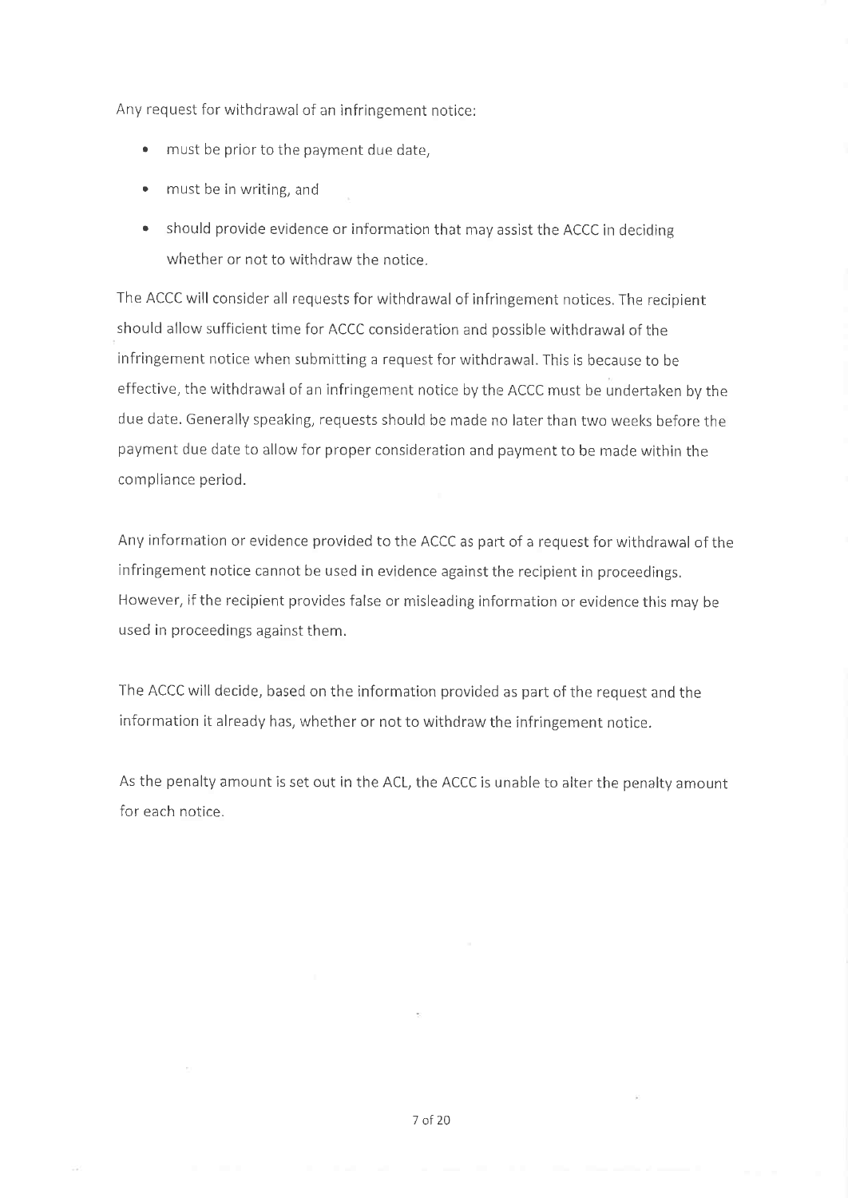Any request for withdrawal of an infringement notice:

- must be prior to the payment due date,
- must be in writing, and
- should provide evidence or information that may assist the ACCC in deciding whether or not to withdraw the notice.

The ACCC will consider all requests for withdrawal of infringement notices. The recipient should allow sufficient time for ACCC consideration and possible withdrawal of the infringement notice when submitting a request for withdrawal. This is because to be effective, the withdrawal of an infringement notice by the ACCC must be undertaken by the due date. Generally speaking, requests should be made no later than two weeks before the payment due date to allow for proper consideration and payment to be made within the compliance period.

Any information or evidence provided to the ACCC as part of a request for withdrawal of the infringement notice cannot be used in evidence against the recipient in proceedings. However, if the recipient provides false or misleading information or evidence this may be used in proceedings against them.

The ACCC will decide, based on the information provided as part of the request and the information it already has, whether or not to withdraw the infringement notice.

As the penalty amount is set out in the ACL, the ACCC is unable to alter the penalty amount for each notice.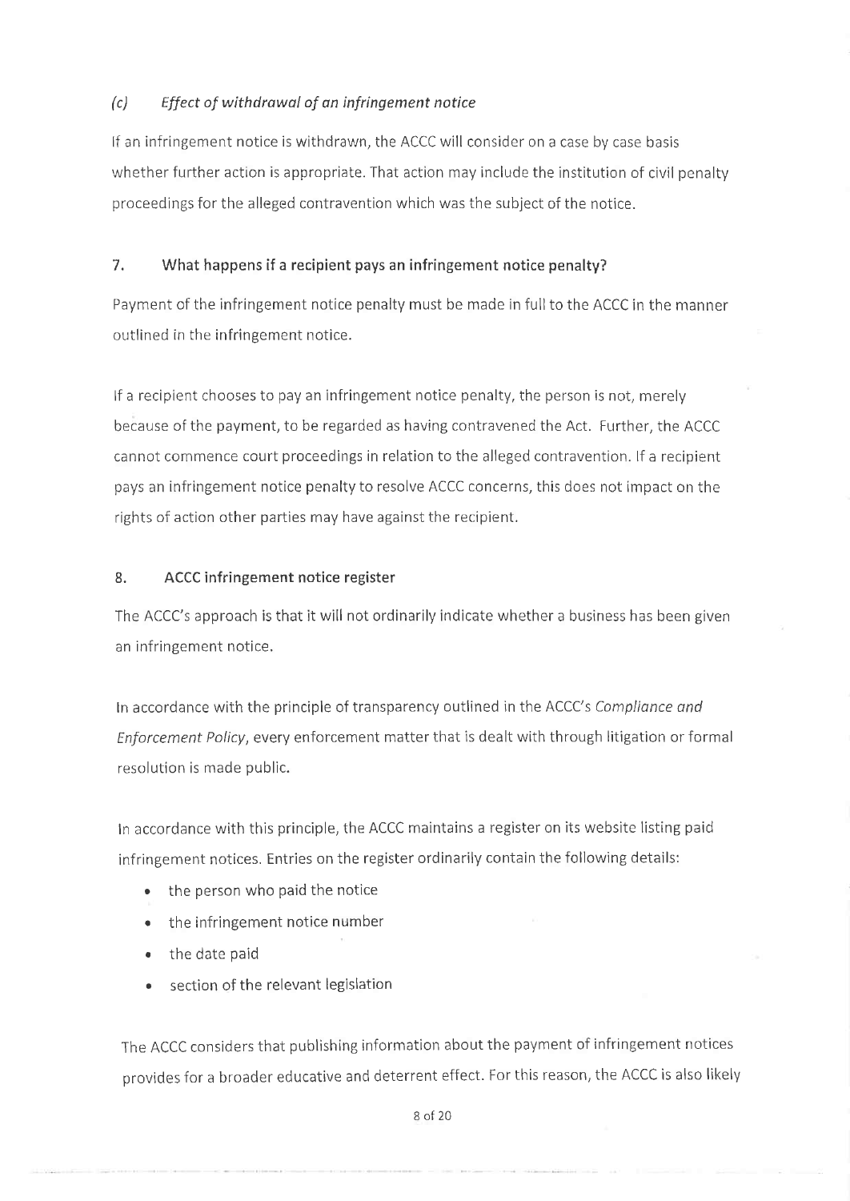### *(c) Effect of withdrawal of an infringement notice*

If an infringement notice is withdrawn, the ACCC will consider on a case by case basis whether further action is appropriate. That action may include the institution of civil penalty proceedings for the alleged contravention which was the subject of the notice.

## 7. What happens if a recipient pays an infringement notice penalty?

Payment of the infringement notice penalty must be made in full to the ACCC in the manner outlined in the infringement notice.

If a recipient chooses to pay an infringement notice penalty, the person is not, merely because of the payment, to be regarded as having contravened the Act. Further, the ACCC cannot commence court proceedings in relation to the alleged contravention. If a recipient pays an infringement notice penalty to resolve ACCC concerns, this does not impact on the rights of action other parties may have against the recipient.

## 8. ACCC infringement notice register

The ACCC's approach is that it will not ordinarily indicate whether a business has been given an infringement notice.

In accordance with the principle of transparency outlined in the ACCC's *Compliance and Enforcement Policy*, every enforcement matter that is dealt with through litigation or formal resolution is made public.

In accordance with this principle, the ACCC maintains a register on its website listing paid infringement notices. Entries on the register ordinarily contain the following details:

- the person who paid the notice
- the infringement notice number
- the date paid
- section of the relevant legislation

The ACCC considers that publishing information about the payment of infringement notices provides for a broader educative and deterrent effect. For this reason, the ACCC is also likely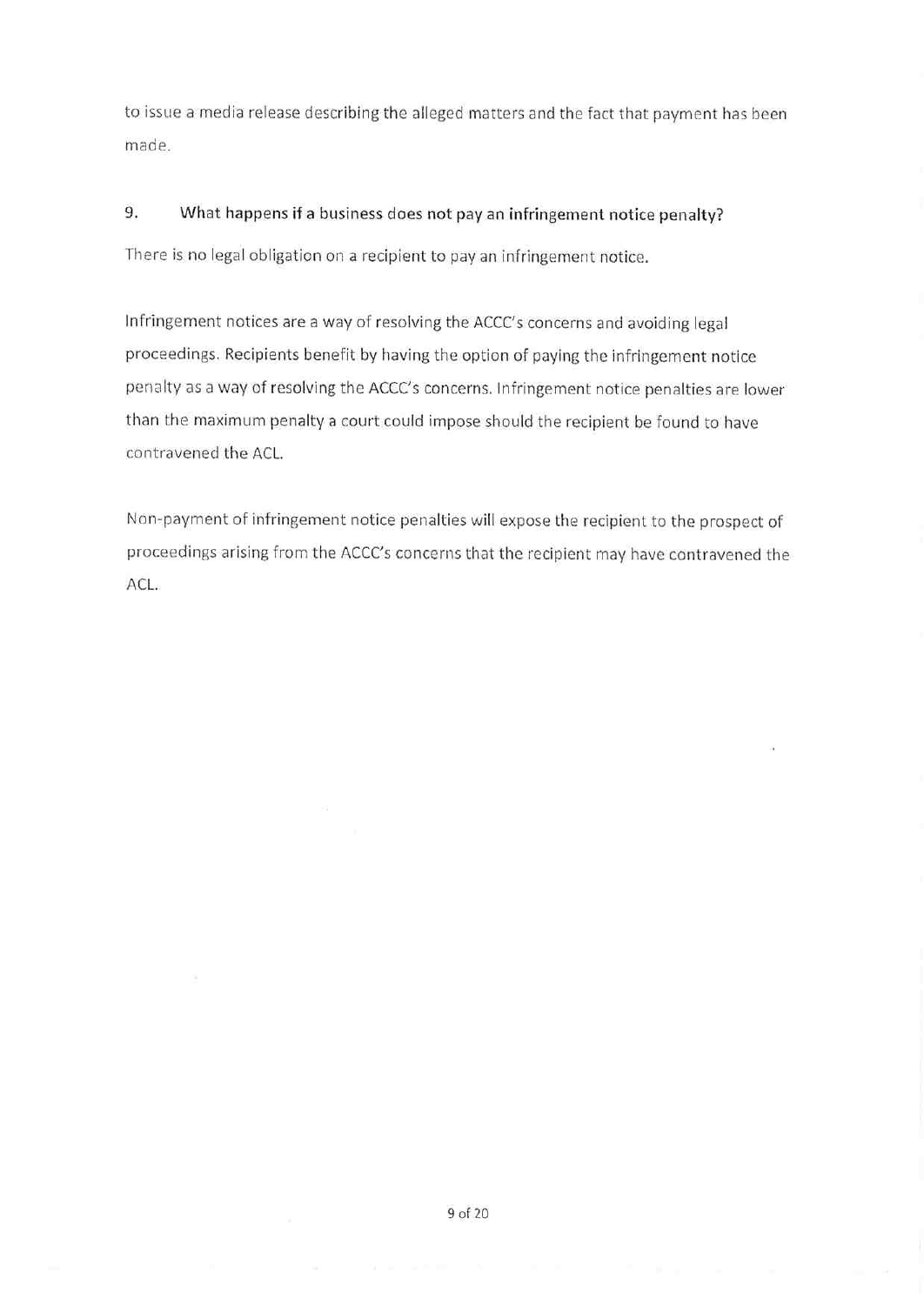to issue a media release describing the alleged matters and the fact that payment has been made.

## 9. What happens if a business does not pay an infringement notice penalty?

There is no legal obligation on a recipient to pay an infringement notice.

Infringement notices are a way of resolving the ACCC's concerns and avoiding legal proceedings. Recipients benefit by having the option of paying the infringement notice penalty as a way of resolving the ACCC's concerns. Infringement notice penalties are lower than the maximum penalty a court could impose should the recipient be found to have contravened the ACL.

Non-payment of infringement notice penalties will expose the recipient to the prospect of proceedings arising from the ACCC's concerns that the recipient may have contravened the ACL.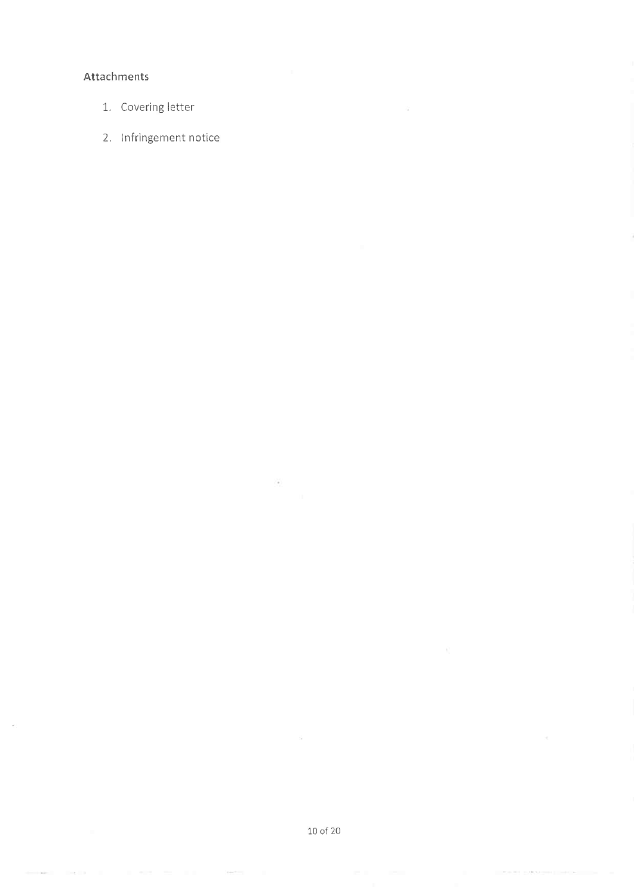Attachments

1. Covering letter
2. Infringement notice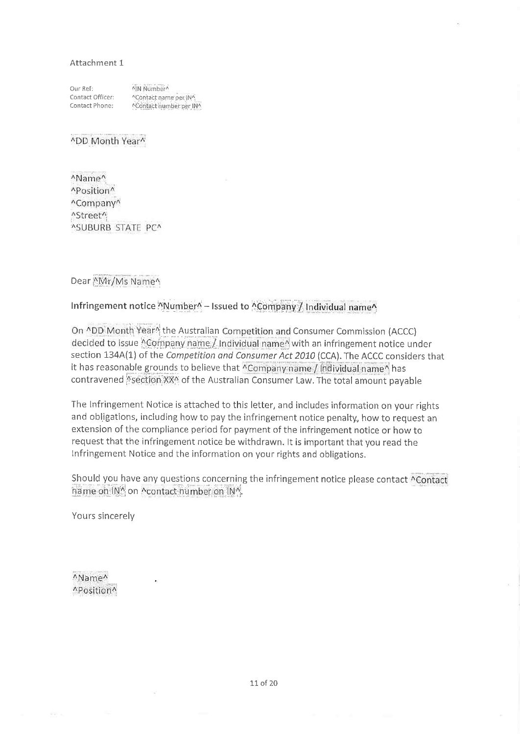Attachment 1

Our Ref: ^IN Number^
Contact Officer: ^Contact name per IN^
Contact Phone: ^Contact number per IN^

^DD Month Year^

^Name^
^Position^
^Company^
^Street^
^SUBURB STATE PC^

Dear ^Mr/Ms Name^

**Infringement notice ^Number^ – Issued to ^Company / Individual name^**

On ^DD Month Year^ the Australian Competition and Consumer Commission (ACCC) decided to issue ^Company name / Individual name^ with an infringement notice under section 134A(1) of the *Competition and Consumer Act 2010* (CCA). The ACCC considers that it has reasonable grounds to believe that ^Company name / Individual name^ has contravened ^section XX^ of the Australian Consumer Law. The total amount payable

The Infringement Notice is attached to this letter, and includes information on your rights and obligations, including how to pay the infringement notice penalty, how to request an extension of the compliance period for payment of the infringement notice or how to request that the infringement notice be withdrawn. It is important that you read the Infringement Notice and the information on your rights and obligations.

Should you have any questions concerning the infringement notice please contact ^Contact name on IN^ on ^contact number on IN^.

Yours sincerely

^Name^
^Position^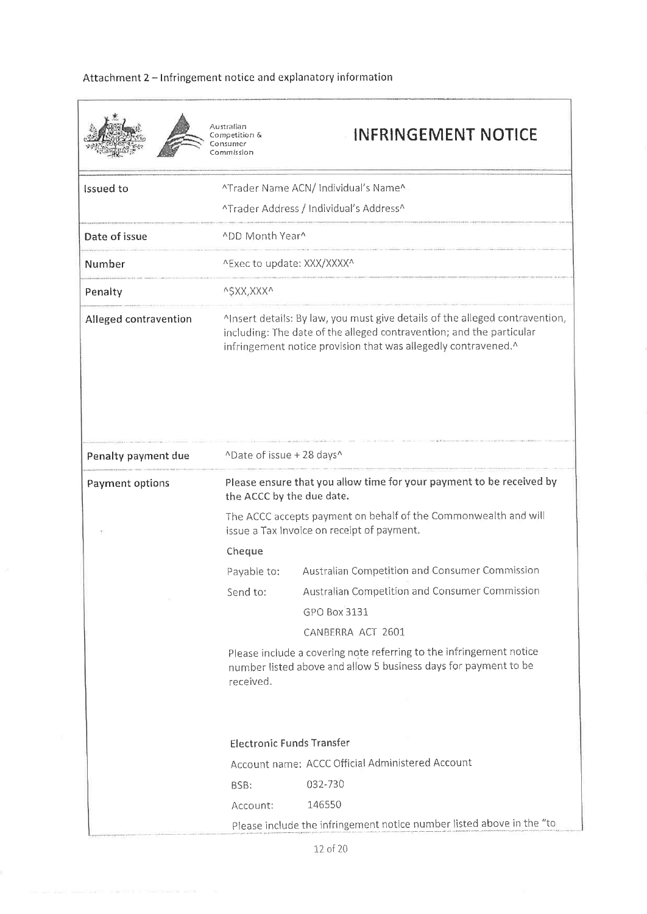Attachment 2 – Infringement notice and explanatory information

Australian Competition & Consumer Commission

# INFRINGEMENT NOTICE

| | |
|---|---|
| Issued to | ^Trader Name ACN/ Individual's Name^<br>^Trader Address / Individual's Address^ |
| Date of issue | ^DD Month Year^ |
| Number | ^Exec to update: XXX/XXXX^ |
| Penalty | ^$XX,XXX^ |
| Alleged contravention | ^Insert details: By law, you must give details of the alleged contravention, including: The date of the alleged contravention; and the particular infringement notice provision that was allegedly contravened.^ |
| Penalty payment due | ^Date of issue + 28 days^ |
| Payment options | **Please ensure that you allow time for your payment to be received by the ACCC by the due date.**<br>The ACCC accepts payment on behalf of the Commonwealth and will issue a Tax Invoice on receipt of payment.<br>**Cheque**<br>Payable to: Australian Competition and Consumer Commission<br>Send to: Australian Competition and Consumer Commission<br>GPO Box 3131<br>CANBERRA ACT 2601<br>Please include a covering note referring to the infringement notice number listed above and allow 5 business days for payment to be received.<br><br>**Electronic Funds Transfer**<br>Account name: ACCC Official Administered Account<br>BSB: 032-730<br>Account: 146550<br>Please include the infringement notice number listed above in the "to |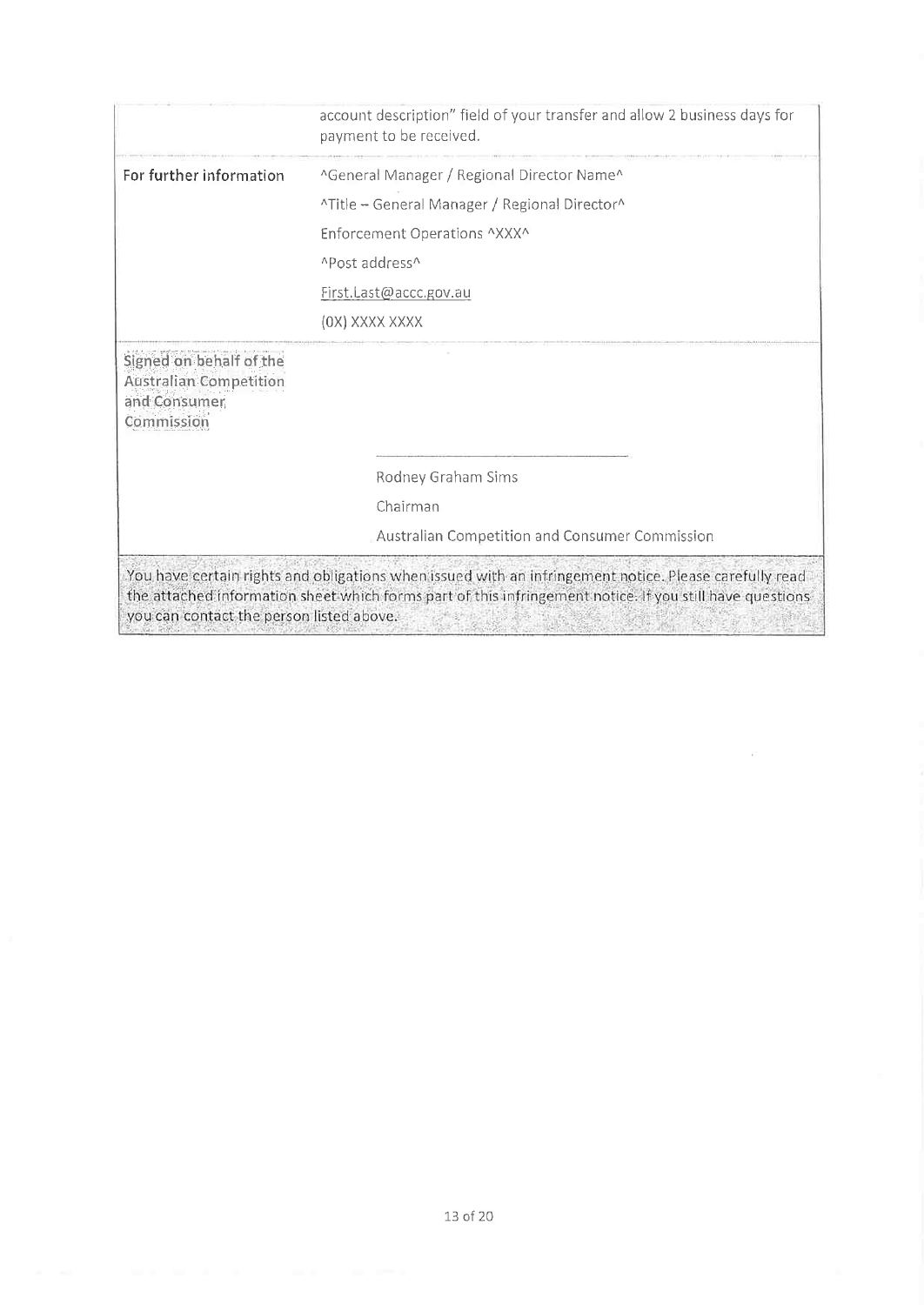| | |
|---|---|
| | account description" field of your transfer and allow 2 business days for payment to be received. |
| For further information | ^General Manager / Regional Director Name^<br>^Title – General Manager / Regional Director^<br>Enforcement Operations ^XXX^<br>^Post address^<br>First.Last@accc.gov.au<br>(0X) XXXX XXXX |
| Signed on behalf of the Australian Competition and Consumer Commission | ______________________<br>Rodney Graham Sims<br>Chairman<br>Australian Competition and Consumer Commission |

You have certain rights and obligations when issued with an infringement notice. Please carefully read the attached information sheet which forms part of this infringement notice. If you still have questions you can contact the person listed above.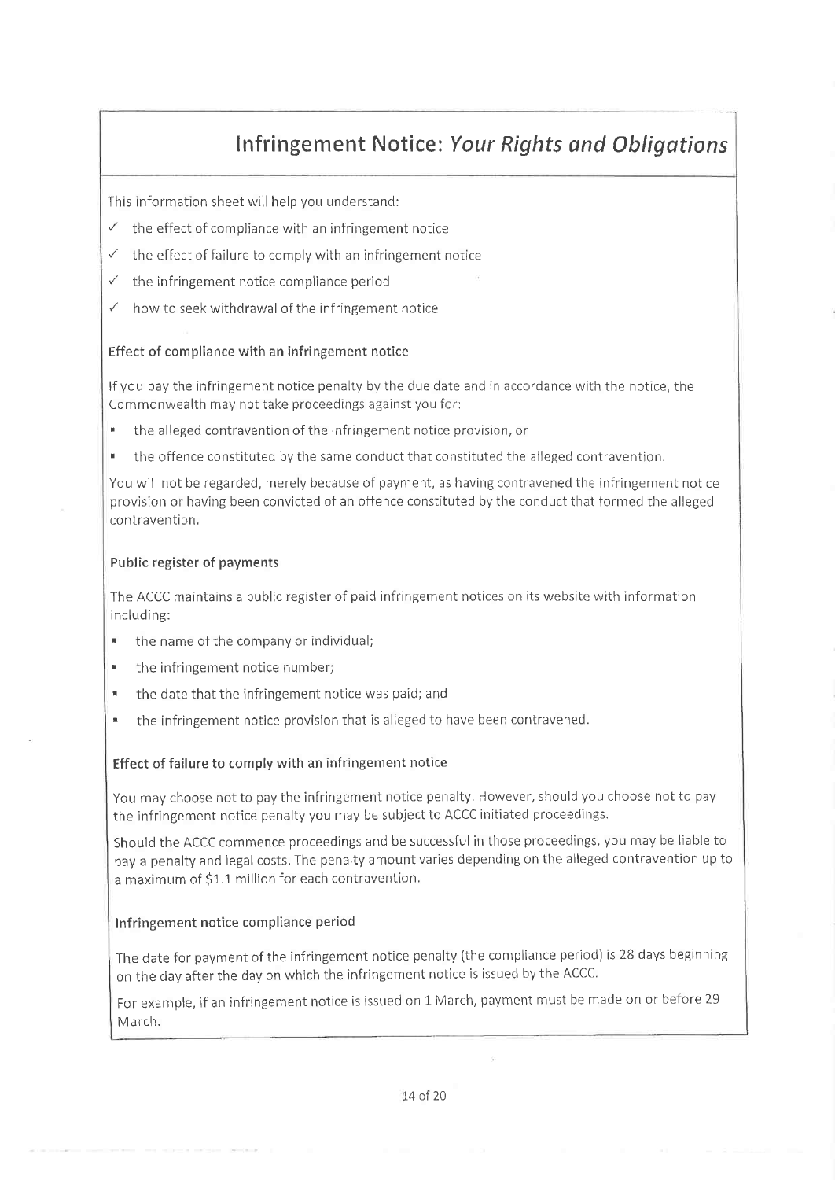# Infringement Notice: *Your Rights and Obligations*

This information sheet will help you understand:

- ✓ the effect of compliance with an infringement notice
- ✓ the effect of failure to comply with an infringement notice
- ✓ the infringement notice compliance period
- ✓ how to seek withdrawal of the infringement notice

### Effect of compliance with an infringement notice

If you pay the infringement notice penalty by the due date and in accordance with the notice, the Commonwealth may not take proceedings against you for:

- the alleged contravention of the infringement notice provision, or
- the offence constituted by the same conduct that constituted the alleged contravention.

You will not be regarded, merely because of payment, as having contravened the infringement notice provision or having been convicted of an offence constituted by the conduct that formed the alleged contravention.

### Public register of payments

The ACCC maintains a public register of paid infringement notices on its website with information including:

- the name of the company or individual;
- the infringement notice number;
- the date that the infringement notice was paid; and
- the infringement notice provision that is alleged to have been contravened.

### Effect of failure to comply with an infringement notice

You may choose not to pay the infringement notice penalty. However, should you choose not to pay the infringement notice penalty you may be subject to ACCC initiated proceedings.

Should the ACCC commence proceedings and be successful in those proceedings, you may be liable to pay a penalty and legal costs. The penalty amount varies depending on the alleged contravention up to a maximum of $1.1 million for each contravention.

### Infringement notice compliance period

The date for payment of the infringement notice penalty (the compliance period) is 28 days beginning on the day after the day on which the infringement notice is issued by the ACCC.

For example, if an infringement notice is issued on 1 March, payment must be made on or before 29 March.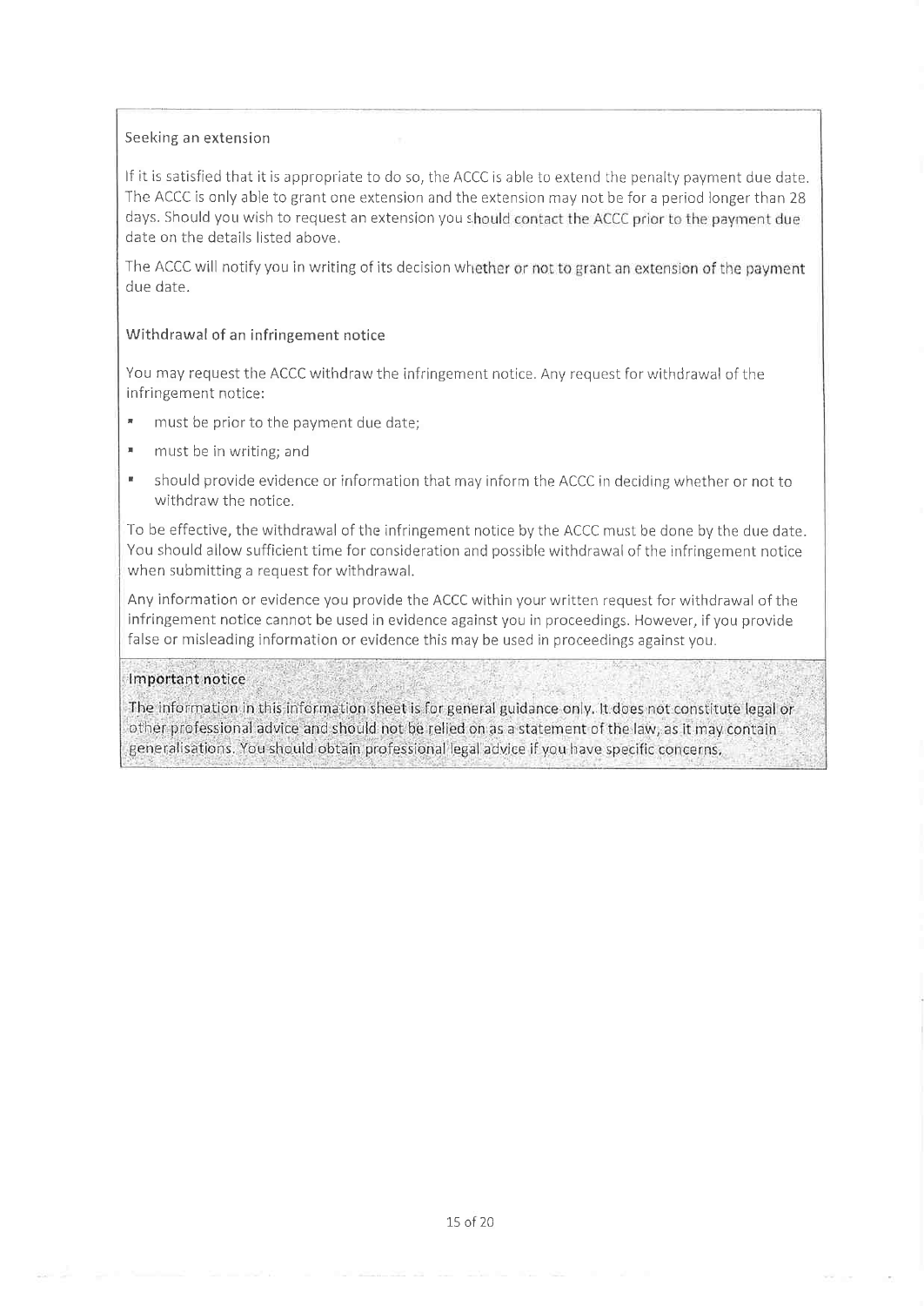### Seeking an extension

If it is satisfied that it is appropriate to do so, the ACCC is able to extend the penalty payment due date. The ACCC is only able to grant one extension and the extension may not be for a period longer than 28 days. Should you wish to request an extension you should contact the ACCC prior to the payment due date on the details listed above.

The ACCC will notify you in writing of its decision whether or not to grant an extension of the payment due date.

### Withdrawal of an infringement notice

You may request the ACCC withdraw the infringement notice. Any request for withdrawal of the infringement notice:

- must be prior to the payment due date;
- must be in writing; and
- should provide evidence or information that may inform the ACCC in deciding whether or not to withdraw the notice.

To be effective, the withdrawal of the infringement notice by the ACCC must be done by the due date. You should allow sufficient time for consideration and possible withdrawal of the infringement notice when submitting a request for withdrawal.

Any information or evidence you provide the ACCC within your written request for withdrawal of the infringement notice cannot be used in evidence against you in proceedings. However, if you provide false or misleading information or evidence this may be used in proceedings against you.

### Important notice

The information in this information sheet is for general guidance only. It does not constitute legal or other professional advice and should not be relied on as a statement of the law, as it may contain generalisations. You should obtain professional legal advice if you have specific concerns.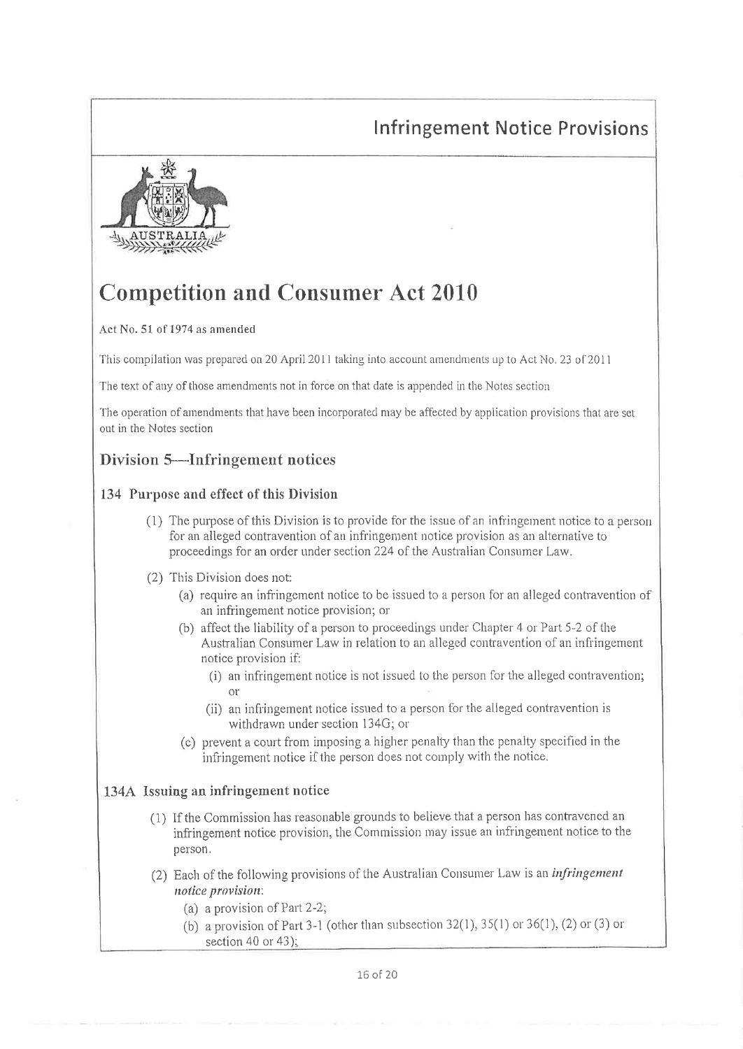# Infringement Notice Provisions

# Competition and Consumer Act 2010

Act No. 51 of 1974 as amended

This compilation was prepared on 20 April 2011 taking into account amendments up to Act No. 23 of 2011

The text of any of those amendments not in force on that date is appended in the Notes section

The operation of amendments that have been incorporated may be affected by application provisions that are set out in the Notes section

## Division 5—Infringement notices

### 134 Purpose and effect of this Division

(1) The purpose of this Division is to provide for the issue of an infringement notice to a person for an alleged contravention of an infringement notice provision as an alternative to proceedings for an order under section 224 of the Australian Consumer Law.

(2) This Division does not:

- (a) require an infringement notice to be issued to a person for an alleged contravention of an infringement notice provision; or
- (b) affect the liability of a person to proceedings under Chapter 4 or Part 5-2 of the Australian Consumer Law in relation to an alleged contravention of an infringement notice provision if:
  - (i) an infringement notice is not issued to the person for the alleged contravention; or
  - (ii) an infringement notice issued to a person for the alleged contravention is withdrawn under section 134G; or
- (c) prevent a court from imposing a higher penalty than the penalty specified in the infringement notice if the person does not comply with the notice.

### 134A Issuing an infringement notice

(1) If the Commission has reasonable grounds to believe that a person has contravened an infringement notice provision, the Commission may issue an infringement notice to the person.

(2) Each of the following provisions of the Australian Consumer Law is an ***infringement notice provision***:

- (a) a provision of Part 2-2;
- (b) a provision of Part 3-1 (other than subsection 32(1), 35(1) or 36(1), (2) or (3) or section 40 or 43);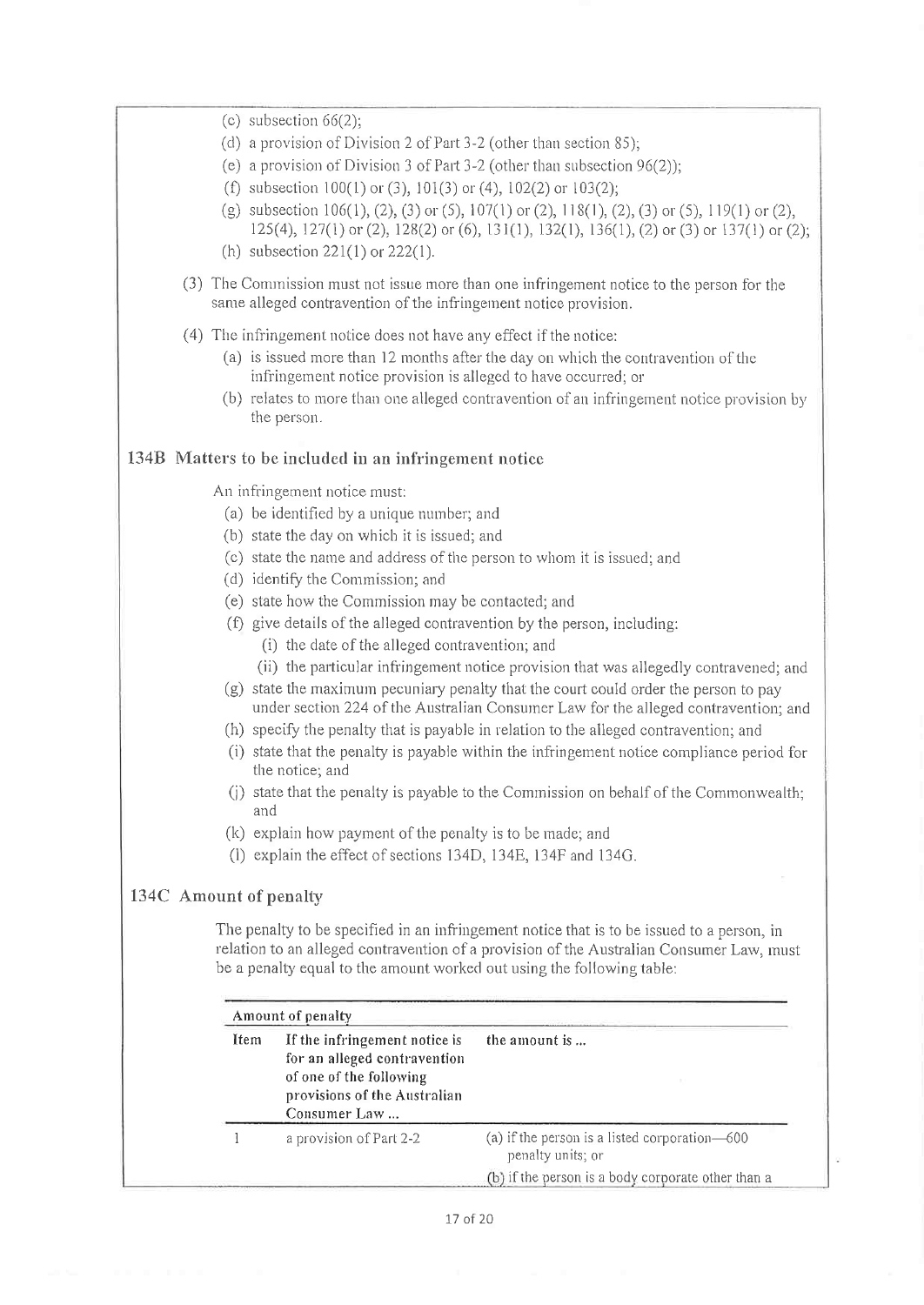(c) subsection 66(2);

(d) a provision of Division 2 of Part 3-2 (other than section 85);

(e) a provision of Division 3 of Part 3-2 (other than subsection 96(2));

(f) subsection 100(1) or (3), 101(3) or (4), 102(2) or 103(2);

(g) subsection 106(1), (2), (3) or (5), 107(1) or (2), 118(1), (2), (3) or (5), 119(1) or (2), 125(4), 127(1) or (2), 128(2) or (6), 131(1), 132(1), 136(1), (2) or (3) or 137(1) or (2);

(h) subsection 221(1) or 222(1).

(3) The Commission must not issue more than one infringement notice to the person for the same alleged contravention of the infringement notice provision.

(4) The infringement notice does not have any effect if the notice:

(a) is issued more than 12 months after the day on which the contravention of the infringement notice provision is alleged to have occurred; or

(b) relates to more than one alleged contravention of an infringement notice provision by the person.

## 134B Matters to be included in an infringement notice

An infringement notice must:

(a) be identified by a unique number; and

(b) state the day on which it is issued; and

(c) state the name and address of the person to whom it is issued; and

(d) identify the Commission; and

(e) state how the Commission may be contacted; and

(f) give details of the alleged contravention by the person, including:

(i) the date of the alleged contravention; and

(ii) the particular infringement notice provision that was allegedly contravened; and

(g) state the maximum pecuniary penalty that the court could order the person to pay under section 224 of the Australian Consumer Law for the alleged contravention; and

(h) specify the penalty that is payable in relation to the alleged contravention; and

(i) state that the penalty is payable within the infringement notice compliance period for the notice; and

(j) state that the penalty is payable to the Commission on behalf of the Commonwealth; and

(k) explain how payment of the penalty is to be made; and

(l) explain the effect of sections 134D, 134E, 134F and 134G.

## 134C Amount of penalty

The penalty to be specified in an infringement notice that is to be issued to a person, in relation to an alleged contravention of a provision of the Australian Consumer Law, must be a penalty equal to the amount worked out using the following table:

| Amount of penalty | | |
|---|---|---|
| **Item** | **If the infringement notice is for an alleged contravention of one of the following provisions of the Australian Consumer Law ...** | **the amount is ...** |
| 1 | a provision of Part 2-2 | (a) if the person is a listed corporation—600 penalty units; or<br>(b) if the person is a body corporate other than a |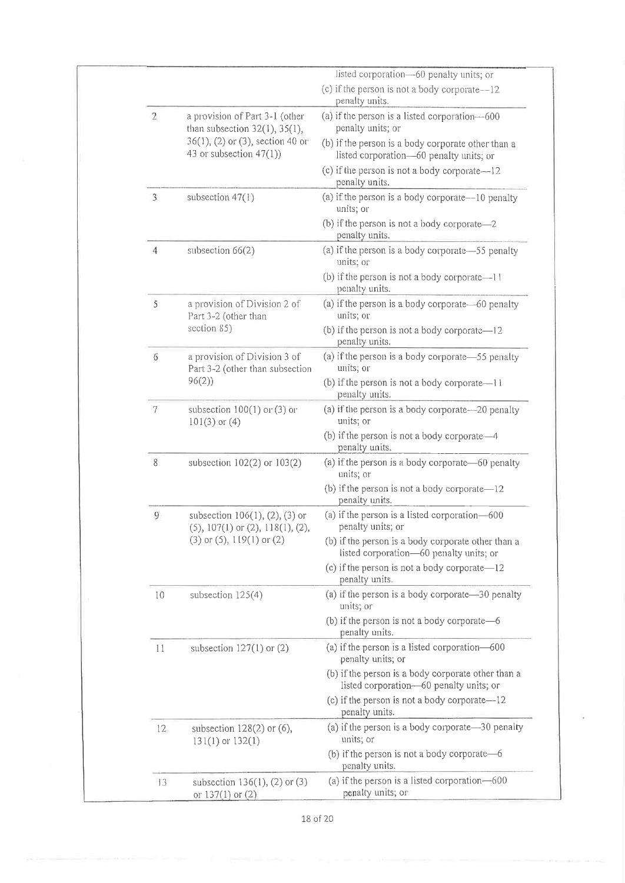| | | |
|---|---|---|
| | | listed corporation—60 penalty units; or<br>(c) if the person is not a body corporate—12 penalty units. |
| 2 | a provision of Part 3-1 (other than subsection 32(1), 35(1), 36(1), (2) or (3), section 40 or 43 or subsection 47(1)) | (a) if the person is a listed corporation—600 penalty units; or<br>(b) if the person is a body corporate other than a listed corporation—60 penalty units; or<br>(c) if the person is not a body corporate—12 penalty units. |
| 3 | subsection 47(1) | (a) if the person is a body corporate—10 penalty units; or<br>(b) if the person is not a body corporate—2 penalty units. |
| 4 | subsection 66(2) | (a) if the person is a body corporate—55 penalty units; or<br>(b) if the person is not a body corporate—11 penalty units. |
| 5 | a provision of Division 2 of Part 3-2 (other than section 85) | (a) if the person is a body corporate—60 penalty units; or<br>(b) if the person is not a body corporate—12 penalty units. |
| 6 | a provision of Division 3 of Part 3-2 (other than subsection 96(2)) | (a) if the person is a body corporate—55 penalty units; or<br>(b) if the person is not a body corporate—11 penalty units. |
| 7 | subsection 100(1) or (3) or 101(3) or (4) | (a) if the person is a body corporate—20 penalty units; or<br>(b) if the person is not a body corporate—4 penalty units. |
| 8 | subsection 102(2) or 103(2) | (a) if the person is a body corporate—60 penalty units; or<br>(b) if the person is not a body corporate—12 penalty units. |
| 9 | subsection 106(1), (2), (3) or (5), 107(1) or (2), 118(1), (2), (3) or (5), 119(1) or (2) | (a) if the person is a listed corporation—600 penalty units; or<br>(b) if the person is a body corporate other than a listed corporation—60 penalty units; or<br>(c) if the person is not a body corporate—12 penalty units. |
| 10 | subsection 125(4) | (a) if the person is a body corporate—30 penalty units; or<br>(b) if the person is not a body corporate—6 penalty units. |
| 11 | subsection 127(1) or (2) | (a) if the person is a listed corporation—600 penalty units; or<br>(b) if the person is a body corporate other than a listed corporation—60 penalty units; or<br>(c) if the person is not a body corporate—12 penalty units. |
| 12 | subsection 128(2) or (6), 131(1) or 132(1) | (a) if the person is a body corporate—30 penalty units; or<br>(b) if the person is not a body corporate—6 penalty units. |
| 13 | subsection 136(1), (2) or (3) or 137(1) or (2) | (a) if the person is a listed corporation—600 penalty units; or |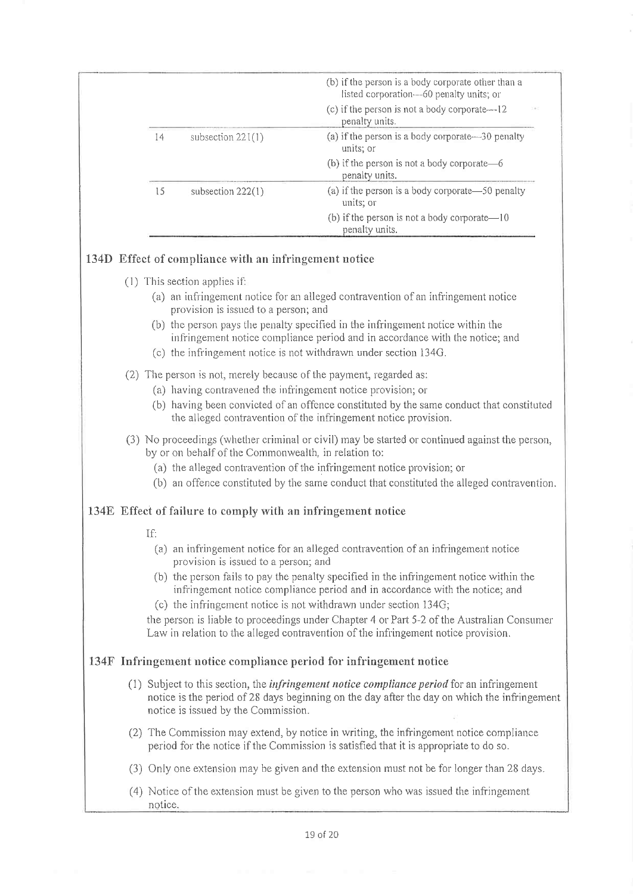| | | |
|---|---|---|
| | | (b) if the person is a body corporate other than a listed corporation—60 penalty units; or |
| | | (c) if the person is not a body corporate—12 penalty units. |
| 14 | subsection 221(1) | (a) if the person is a body corporate—30 penalty units; or |
| | | (b) if the person is not a body corporate—6 penalty units. |
| 15 | subsection 222(1) | (a) if the person is a body corporate—50 penalty units; or |
| | | (b) if the person is not a body corporate—10 penalty units. |

## 134D Effect of compliance with an infringement notice

(1) This section applies if:

- (a) an infringement notice for an alleged contravention of an infringement notice provision is issued to a person; and
- (b) the person pays the penalty specified in the infringement notice within the infringement notice compliance period and in accordance with the notice; and
- (c) the infringement notice is not withdrawn under section 134G.

(2) The person is not, merely because of the payment, regarded as:

- (a) having contravened the infringement notice provision; or
- (b) having been convicted of an offence constituted by the same conduct that constituted the alleged contravention of the infringement notice provision.

(3) No proceedings (whether criminal or civil) may be started or continued against the person, by or on behalf of the Commonwealth, in relation to:

- (a) the alleged contravention of the infringement notice provision; or
- (b) an offence constituted by the same conduct that constituted the alleged contravention.

## 134E Effect of failure to comply with an infringement notice

If:

- (a) an infringement notice for an alleged contravention of an infringement notice provision is issued to a person; and
- (b) the person fails to pay the penalty specified in the infringement notice within the infringement notice compliance period and in accordance with the notice; and
- (c) the infringement notice is not withdrawn under section 134G;

the person is liable to proceedings under Chapter 4 or Part 5-2 of the Australian Consumer Law in relation to the alleged contravention of the infringement notice provision.

## 134F Infringement notice compliance period for infringement notice

(1) Subject to this section, the ***infringement notice compliance period*** for an infringement notice is the period of 28 days beginning on the day after the day on which the infringement notice is issued by the Commission.

(2) The Commission may extend, by notice in writing, the infringement notice compliance period for the notice if the Commission is satisfied that it is appropriate to do so.

(3) Only one extension may be given and the extension must not be for longer than 28 days.

(4) Notice of the extension must be given to the person who was issued the infringement notice.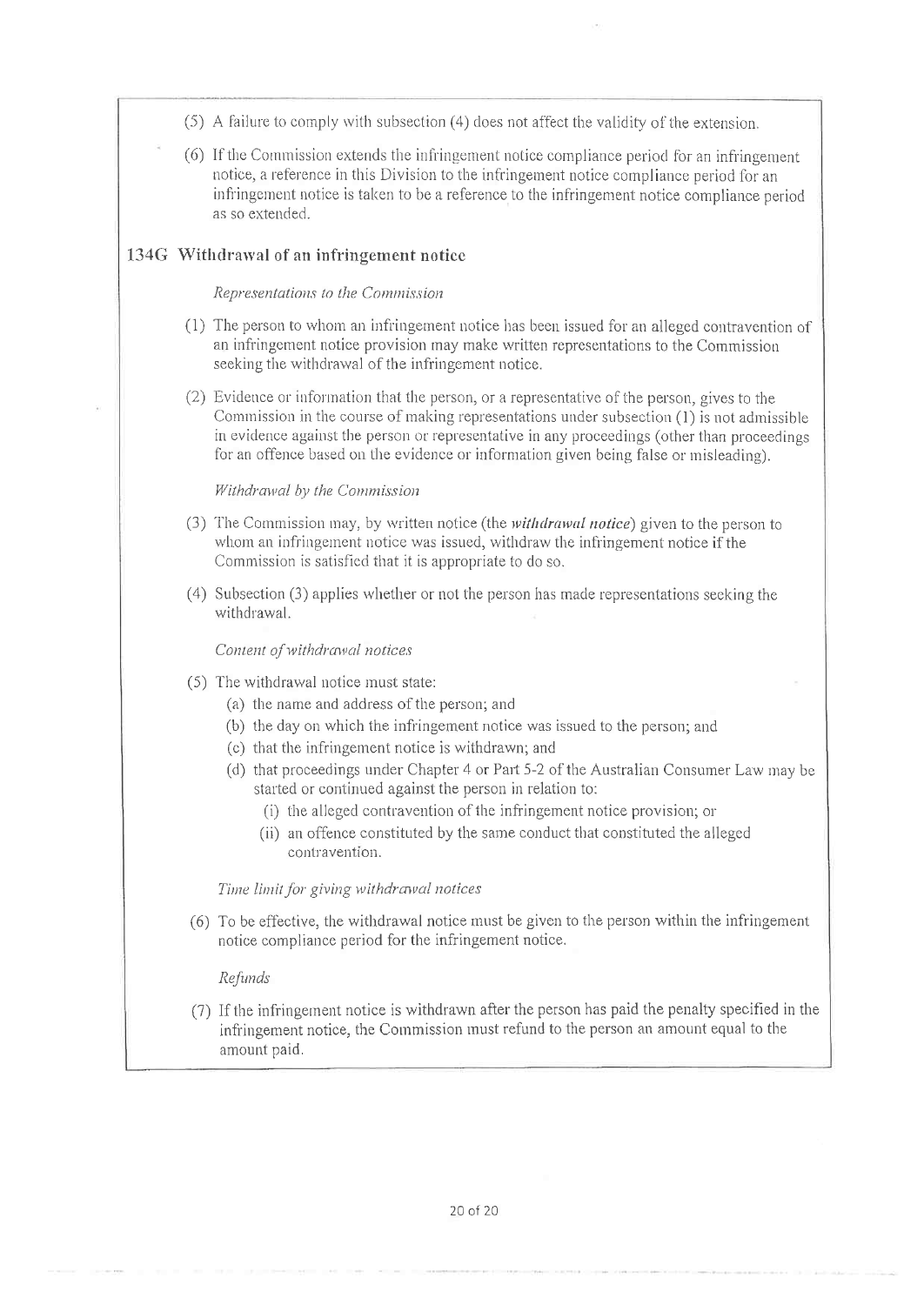(5) A failure to comply with subsection (4) does not affect the validity of the extension.

(6) If the Commission extends the infringement notice compliance period for an infringement notice, a reference in this Division to the infringement notice compliance period for an infringement notice is taken to be a reference to the infringement notice compliance period as so extended.

### 134G Withdrawal of an infringement notice

*Representations to the Commission*

(1) The person to whom an infringement notice has been issued for an alleged contravention of an infringement notice provision may make written representations to the Commission seeking the withdrawal of the infringement notice.

(2) Evidence or information that the person, or a representative of the person, gives to the Commission in the course of making representations under subsection (1) is not admissible in evidence against the person or representative in any proceedings (other than proceedings for an offence based on the evidence or information given being false or misleading).

*Withdrawal by the Commission*

(3) The Commission may, by written notice (the ***withdrawal notice***) given to the person to whom an infringement notice was issued, withdraw the infringement notice if the Commission is satisfied that it is appropriate to do so.

(4) Subsection (3) applies whether or not the person has made representations seeking the withdrawal.

*Content of withdrawal notices*

(5) The withdrawal notice must state:

- (a) the name and address of the person; and
- (b) the day on which the infringement notice was issued to the person; and
- (c) that the infringement notice is withdrawn; and
- (d) that proceedings under Chapter 4 or Part 5-2 of the Australian Consumer Law may be started or continued against the person in relation to:
  - (i) the alleged contravention of the infringement notice provision; or
  - (ii) an offence constituted by the same conduct that constituted the alleged contravention.

*Time limit for giving withdrawal notices*

(6) To be effective, the withdrawal notice must be given to the person within the infringement notice compliance period for the infringement notice.

*Refunds*

(7) If the infringement notice is withdrawn after the person has paid the penalty specified in the infringement notice, the Commission must refund to the person an amount equal to the amount paid.